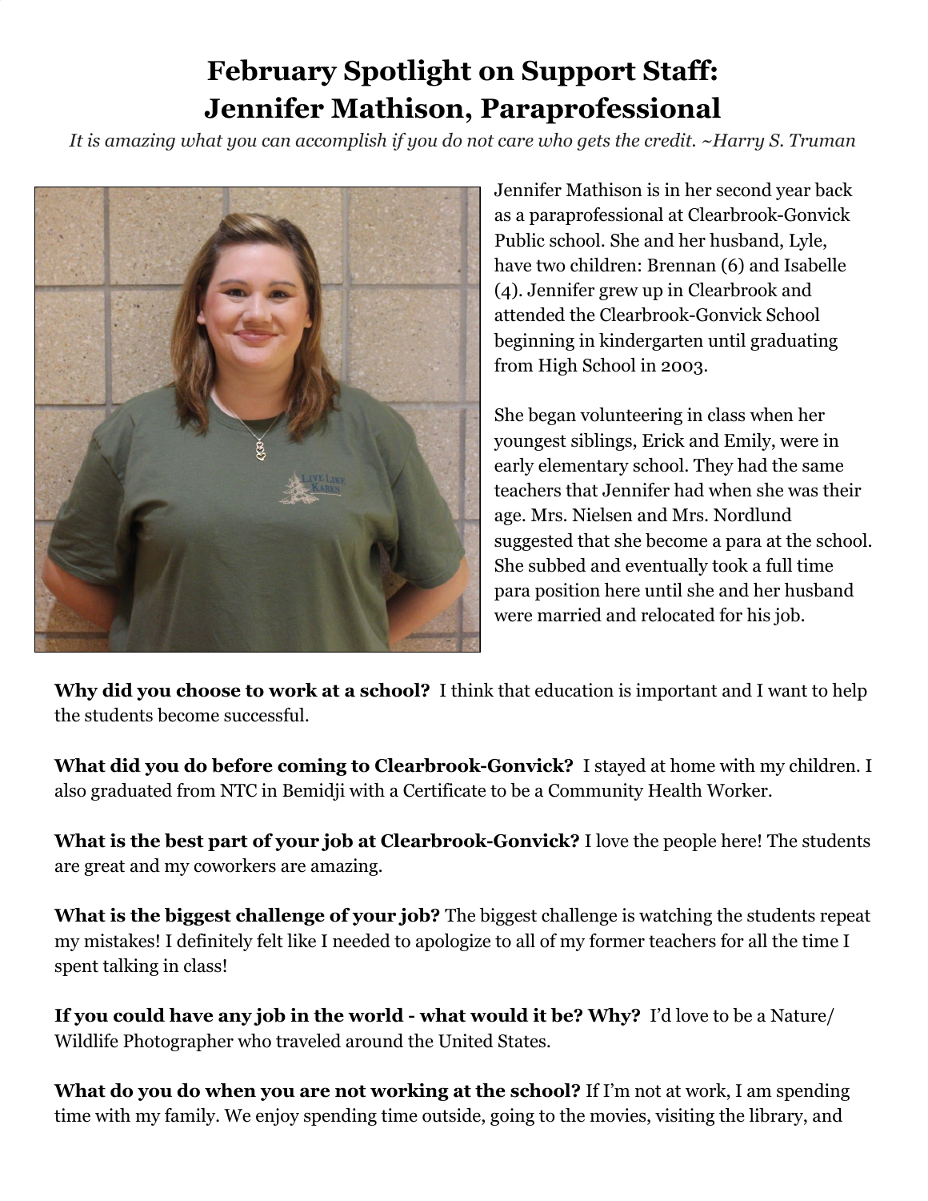# February Spotlight on Support Staff: Jennifer Mathison, Paraprofessional

*It is amazing what you can accomplish if you do not care who gets the credit. ~Harry S. Truman*

Jennifer Mathison is in her second year back as a paraprofessional at Clearbrook-Gonvick Public school. She and her husband, Lyle, have two children: Brennan (6) and Isabelle (4). Jennifer grew up in Clearbrook and attended the Clearbrook-Gonvick School beginning in kindergarten until graduating from High School in 2003.

She began volunteering in class when her youngest siblings, Erick and Emily, were in early elementary school. They had the same teachers that Jennifer had when she was their age. Mrs. Nielsen and Mrs. Nordlund suggested that she become a para at the school. She subbed and eventually took a full time para position here until she and her husband were married and relocated for his job.

**Why did you choose to work at a school?** I think that education is important and I want to help the students become successful.

**What did you do before coming to Clearbrook-Gonvick?** I stayed at home with my children. I also graduated from NTC in Bemidji with a Certificate to be a Community Health Worker.

**What is the best part of your job at Clearbrook-Gonvick?** I love the people here! The students are great and my coworkers are amazing.

**What is the biggest challenge of your job?** The biggest challenge is watching the students repeat my mistakes! I definitely felt like I needed to apologize to all of my former teachers for all the time I spent talking in class!

**If you could have any job in the world - what would it be? Why?** I'd love to be a Nature/ Wildlife Photographer who traveled around the United States.

**What do you do when you are not working at the school?** If I'm not at work, I am spending time with my family. We enjoy spending time outside, going to the movies, visiting the library, and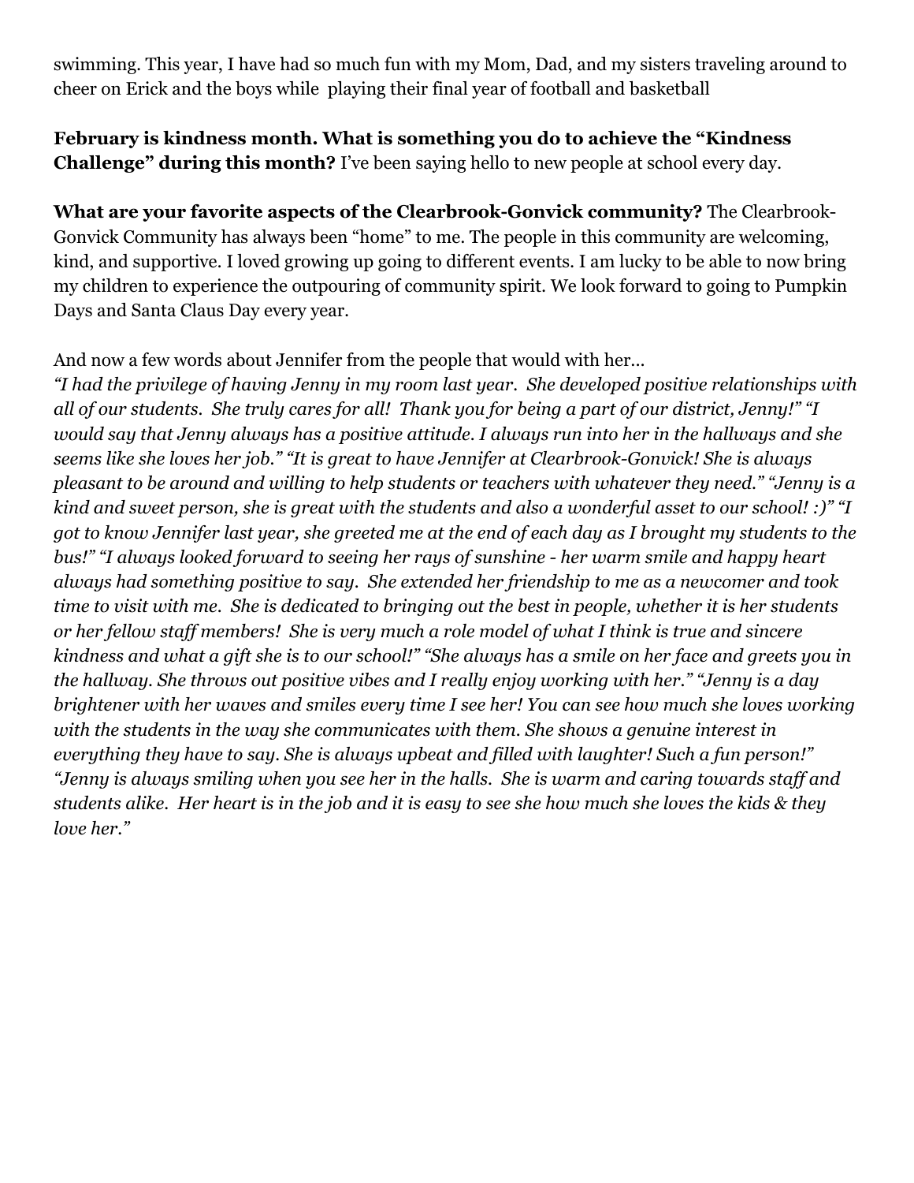swimming. This year, I have had so much fun with my Mom, Dad, and my sisters traveling around to cheer on Erick and the boys while  playing their final year of football and basketball

**February is kindness month. What is something you do to achieve the "Kindness Challenge" during this month?** I've been saying hello to new people at school every day.

**What are your favorite aspects of the Clearbrook-Gonvick community?** The Clearbrook-Gonvick Community has always been "home" to me. The people in this community are welcoming, kind, and supportive. I loved growing up going to different events. I am lucky to be able to now bring my children to experience the outpouring of community spirit. We look forward to going to Pumpkin Days and Santa Claus Day every year.

And now a few words about Jennifer from the people that would with her...
*"I had the privilege of having Jenny in my room last year.  She developed positive relationships with all of our students.  She truly cares for all!  Thank you for being a part of our district, Jenny!" "I would say that Jenny always has a positive attitude. I always run into her in the hallways and she seems like she loves her job." "It is great to have Jennifer at Clearbrook-Gonvick! She is always pleasant to be around and willing to help students or teachers with whatever they need." "Jenny is a kind and sweet person, she is great with the students and also a wonderful asset to our school! :)" "I got to know Jennifer last year, she greeted me at the end of each day as I brought my students to the bus!" "I always looked forward to seeing her rays of sunshine - her warm smile and happy heart always had something positive to say.  She extended her friendship to me as a newcomer and took time to visit with me.  She is dedicated to bringing out the best in people, whether it is her students or her fellow staff members!  She is very much a role model of what I think is true and sincere kindness and what a gift she is to our school!" "She always has a smile on her face and greets you in the hallway. She throws out positive vibes and I really enjoy working with her." "Jenny is a day brightener with her waves and smiles every time I see her! You can see how much she loves working with the students in the way she communicates with them. She shows a genuine interest in everything they have to say. She is always upbeat and filled with laughter! Such a fun person!" "Jenny is always smiling when you see her in the halls.  She is warm and caring towards staff and students alike.  Her heart is in the job and it is easy to see she how much she loves the kids & they love her."*